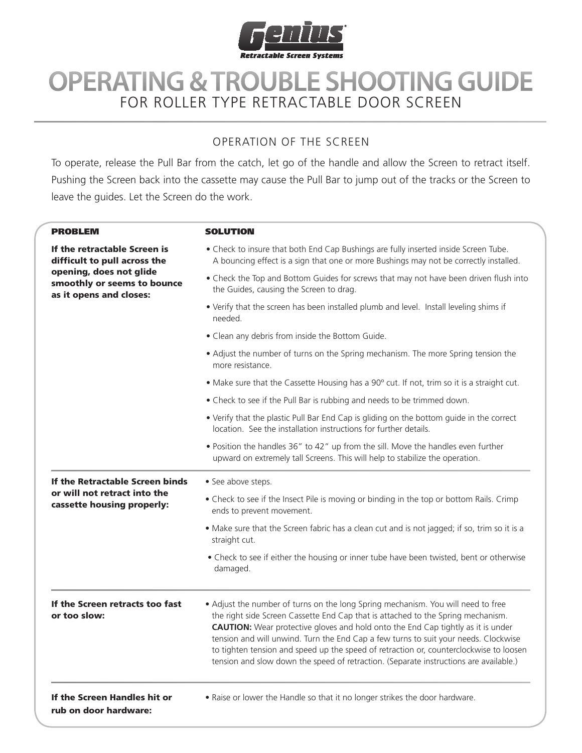**Genius®**
*Retractable Screen Systems*

# OPERATING & TROUBLE SHOOTING GUIDE

FOR ROLLER TYPE RETRACTABLE DOOR SCREEN

## OPERATION OF THE SCREEN

To operate, release the Pull Bar from the catch, let go of the handle and allow the Screen to retract itself. Pushing the Screen back into the cassette may cause the Pull Bar to jump out of the tracks or the Screen to leave the guides. Let the Screen do the work.

| PROBLEM | SOLUTION |
| --- | --- |
| **If the retractable Screen is difficult to pull across the opening, does not glide smoothly or seems to bounce as it opens and closes:** | • Check to insure that both End Cap Bushings are fully inserted inside Screen Tube. A bouncing effect is a sign that one or more Bushings may not be correctly installed.<br>• Check the Top and Bottom Guides for screws that may not have been driven flush into the Guides, causing the Screen to drag.<br>• Verify that the screen has been installed plumb and level. Install leveling shims if needed.<br>• Clean any debris from inside the Bottom Guide.<br>• Adjust the number of turns on the Spring mechanism. The more Spring tension the more resistance.<br>• Make sure that the Cassette Housing has a 90º cut. If not, trim so it is a straight cut.<br>• Check to see if the Pull Bar is rubbing and needs to be trimmed down.<br>• Verify that the plastic Pull Bar End Cap is gliding on the bottom guide in the correct location. See the installation instructions for further details.<br>• Position the handles 36” to 42” up from the sill. Move the handles even further upward on extremely tall Screens. This will help to stabilize the operation. |
| **If the Retractable Screen binds or will not retract into the cassette housing properly:** | • See above steps.<br>• Check to see if the Insect Pile is moving or binding in the top or bottom Rails. Crimp ends to prevent movement.<br>• Make sure that the Screen fabric has a clean cut and is not jagged; if so, trim so it is a straight cut.<br>• Check to see if either the housing or inner tube have been twisted, bent or otherwise damaged. |
| **If the Screen retracts too fast or too slow:** | • Adjust the number of turns on the long Spring mechanism. You will need to free the right side Screen Cassette End Cap that is attached to the Spring mechanism. **CAUTION:** Wear protective gloves and hold onto the End Cap tightly as it is under tension and will unwind. Turn the End Cap a few turns to suit your needs. Clockwise to tighten tension and speed up the speed of retraction or, counterclockwise to loosen tension and slow down the speed of retraction. (Separate instructions are available.) |
| **If the Screen Handles hit or rub on door hardware:** | • Raise or lower the Handle so that it no longer strikes the door hardware. |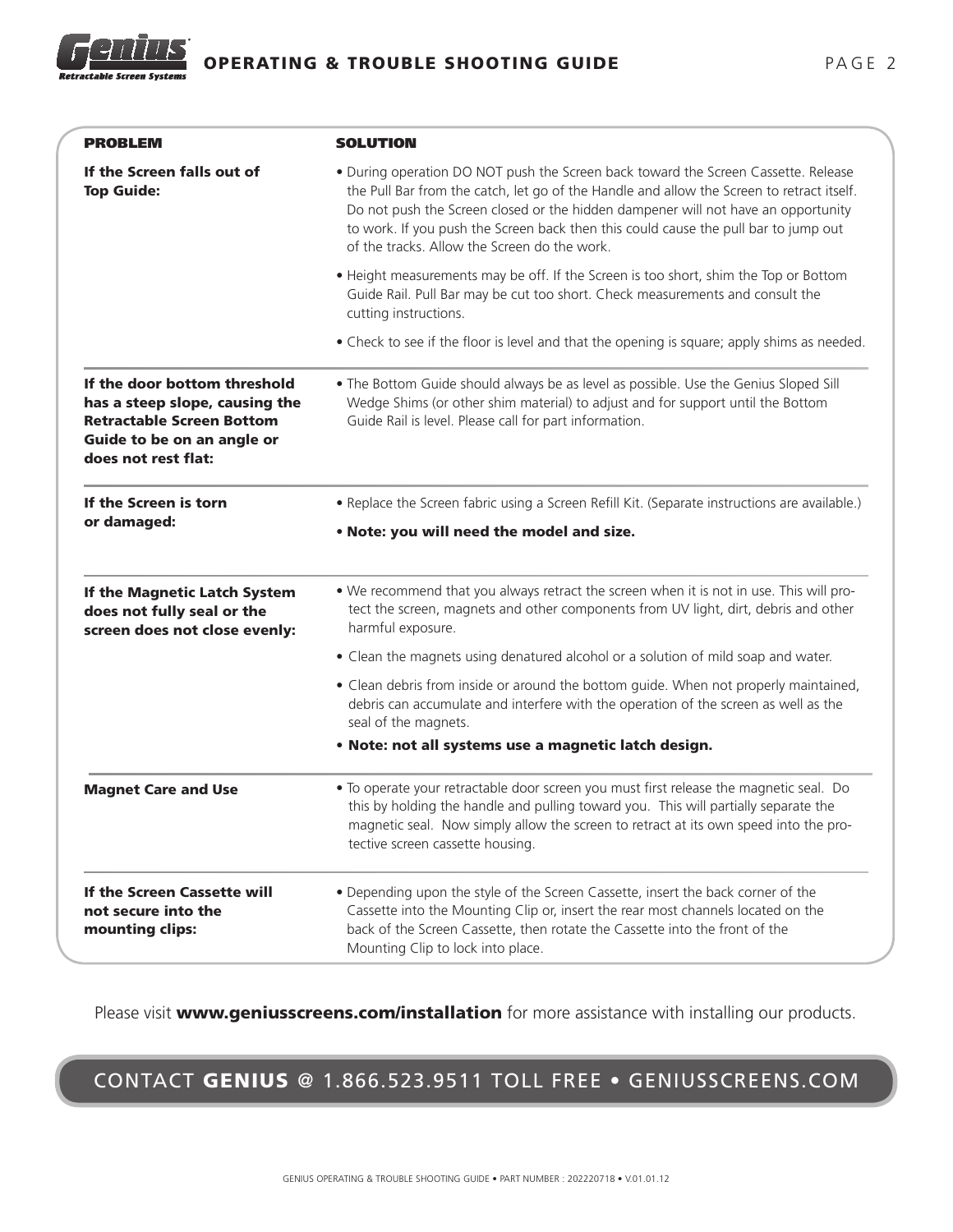| PROBLEM | SOLUTION |
| --- | --- |
| **If the Screen falls out of Top Guide:** | • During operation DO NOT push the Screen back toward the Screen Cassette. Release the Pull Bar from the catch, let go of the Handle and allow the Screen to retract itself. Do not push the Screen closed or the hidden dampener will not have an opportunity to work. If you push the Screen back then this could cause the pull bar to jump out of the tracks. Allow the Screen do the work.<br>• Height measurements may be off. If the Screen is too short, shim the Top or Bottom Guide Rail. Pull Bar may be cut too short. Check measurements and consult the cutting instructions.<br>• Check to see if the floor is level and that the opening is square; apply shims as needed. |
| **If the door bottom threshold has a steep slope, causing the Retractable Screen Bottom Guide to be on an angle or does not rest flat:** | • The Bottom Guide should always be as level as possible. Use the Genius Sloped Sill Wedge Shims (or other shim material) to adjust and for support until the Bottom Guide Rail is level. Please call for part information. |
| **If the Screen is torn or damaged:** | • Replace the Screen fabric using a Screen Refill Kit. (Separate instructions are available.)<br>**• Note: you will need the model and size.** |
| **If the Magnetic Latch System does not fully seal or the screen does not close evenly:** | • We recommend that you always retract the screen when it is not in use. This will protect the screen, magnets and other components from UV light, dirt, debris and other harmful exposure.<br>• Clean the magnets using denatured alcohol or a solution of mild soap and water.<br>• Clean debris from inside or around the bottom guide. When not properly maintained, debris can accumulate and interfere with the operation of the screen as well as the seal of the magnets.<br>**• Note: not all systems use a magnetic latch design.** |
| **Magnet Care and Use** | • To operate your retractable door screen you must first release the magnetic seal. Do this by holding the handle and pulling toward you. This will partially separate the magnetic seal. Now simply allow the screen to retract at its own speed into the protective screen cassette housing. |
| **If the Screen Cassette will not secure into the mounting clips:** | • Depending upon the style of the Screen Cassette, insert the back corner of the Cassette into the Mounting Clip or, insert the rear most channels located on the back of the Screen Cassette, then rotate the Cassette into the front of the Mounting Clip to lock into place. |

Please visit **www.geniusscreens.com/installation** for more assistance with installing our products.

CONTACT **GENIUS** @ 1.866.523.9511 TOLL FREE • GENIUSSCREENS.COM

GENIUS OPERATING & TROUBLE SHOOTING GUIDE • PART NUMBER : 202220718 • V.01.01.12